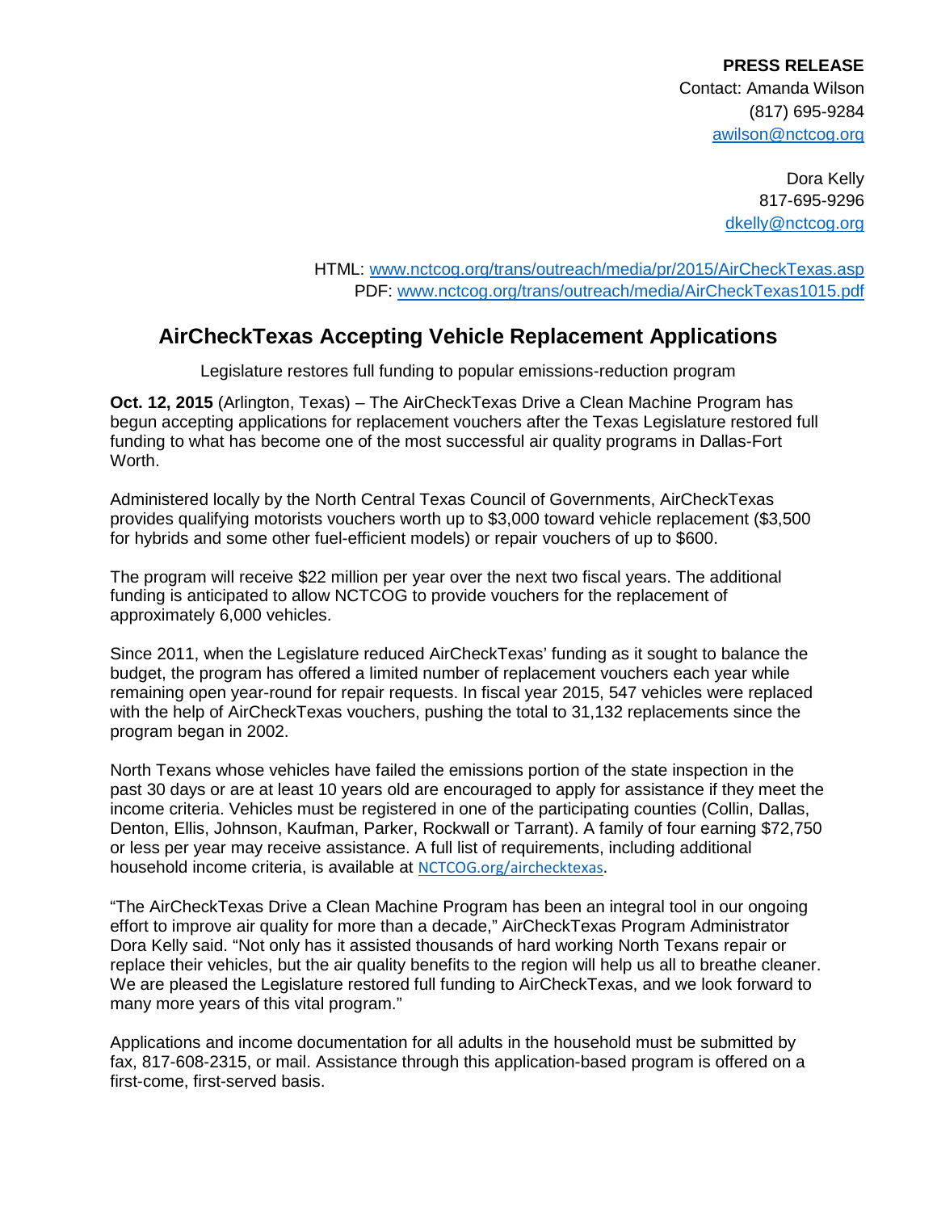**PRESS RELEASE**
Contact: Amanda Wilson
(817) 695-9284
[awilson@nctcog.org](mailto:awilson@nctcog.org)

Dora Kelly
817-695-9296
[dkelly@nctcog.org](mailto:dkelly@nctcog.org)

HTML: [www.nctcog.org/trans/outreach/media/pr/2015/AirCheckTexas.asp](http://www.nctcog.org/trans/outreach/media/pr/2015/AirCheckTexas.asp)
PDF: [www.nctcog.org/trans/outreach/media/AirCheckTexas1015.pdf](http://www.nctcog.org/trans/outreach/media/AirCheckTexas1015.pdf)

# AirCheckTexas Accepting Vehicle Replacement Applications

Legislature restores full funding to popular emissions-reduction program

**Oct. 12, 2015** (Arlington, Texas) – The AirCheckTexas Drive a Clean Machine Program has begun accepting applications for replacement vouchers after the Texas Legislature restored full funding to what has become one of the most successful air quality programs in Dallas-Fort Worth.

Administered locally by the North Central Texas Council of Governments, AirCheckTexas provides qualifying motorists vouchers worth up to $3,000 toward vehicle replacement ($3,500 for hybrids and some other fuel-efficient models) or repair vouchers of up to $600.

The program will receive $22 million per year over the next two fiscal years. The additional funding is anticipated to allow NCTCOG to provide vouchers for the replacement of approximately 6,000 vehicles.

Since 2011, when the Legislature reduced AirCheckTexas' funding as it sought to balance the budget, the program has offered a limited number of replacement vouchers each year while remaining open year-round for repair requests. In fiscal year 2015, 547 vehicles were replaced with the help of AirCheckTexas vouchers, pushing the total to 31,132 replacements since the program began in 2002.

North Texans whose vehicles have failed the emissions portion of the state inspection in the past 30 days or are at least 10 years old are encouraged to apply for assistance if they meet the income criteria. Vehicles must be registered in one of the participating counties (Collin, Dallas, Denton, Ellis, Johnson, Kaufman, Parker, Rockwall or Tarrant). A family of four earning $72,750 or less per year may receive assistance. A full list of requirements, including additional household income criteria, is available at [NCTCOG.org/airchecktexas](http://NCTCOG.org/airchecktexas).

"The AirCheckTexas Drive a Clean Machine Program has been an integral tool in our ongoing effort to improve air quality for more than a decade," AirCheckTexas Program Administrator Dora Kelly said. "Not only has it assisted thousands of hard working North Texans repair or replace their vehicles, but the air quality benefits to the region will help us all to breathe cleaner. We are pleased the Legislature restored full funding to AirCheckTexas, and we look forward to many more years of this vital program."

Applications and income documentation for all adults in the household must be submitted by fax, 817-608-2315, or mail. Assistance through this application-based program is offered on a first-come, first-served basis.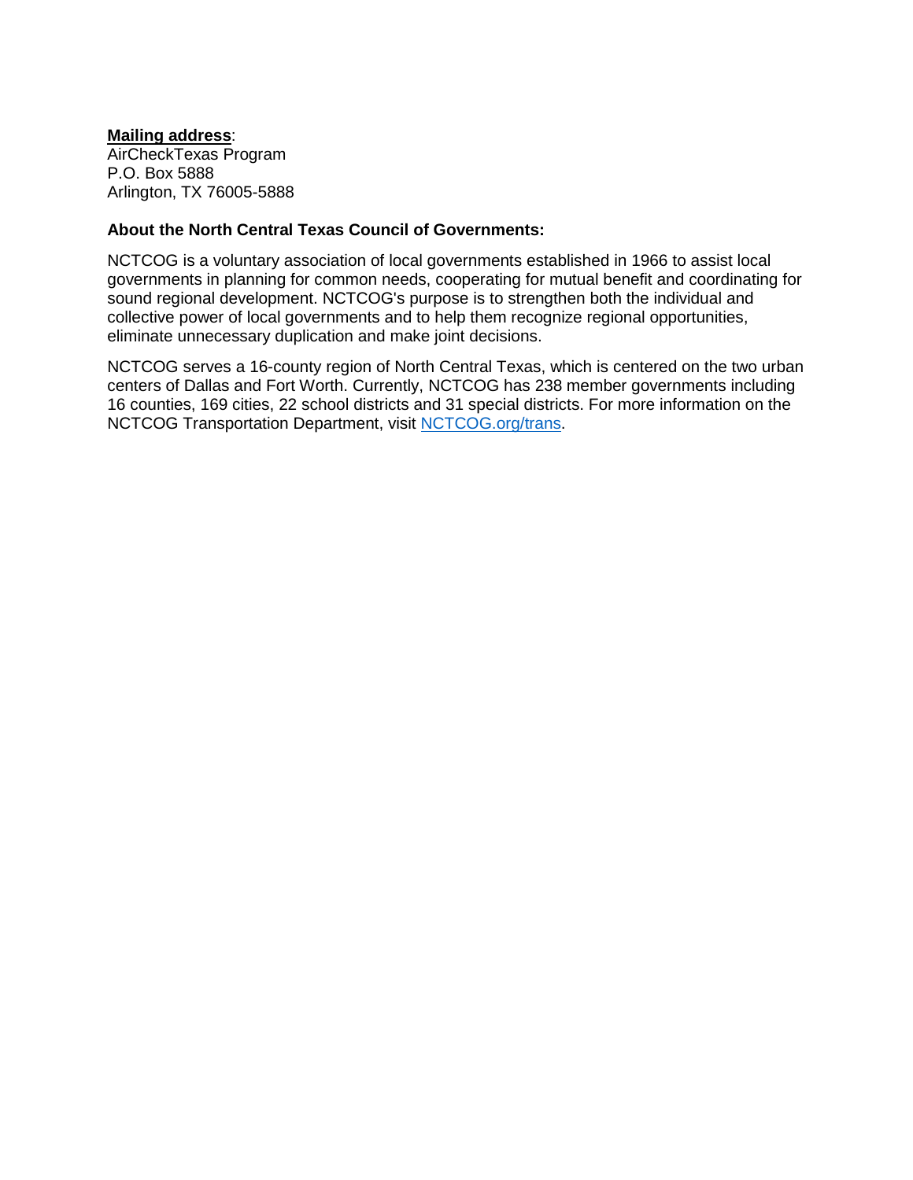**Mailing address**:
AirCheckTexas Program
P.O. Box 5888
Arlington, TX 76005-5888

**About the North Central Texas Council of Governments:**

NCTCOG is a voluntary association of local governments established in 1966 to assist local governments in planning for common needs, cooperating for mutual benefit and coordinating for sound regional development. NCTCOG's purpose is to strengthen both the individual and collective power of local governments and to help them recognize regional opportunities, eliminate unnecessary duplication and make joint decisions.

NCTCOG serves a 16-county region of North Central Texas, which is centered on the two urban centers of Dallas and Fort Worth. Currently, NCTCOG has 238 member governments including 16 counties, 169 cities, 22 school districts and 31 special districts. For more information on the NCTCOG Transportation Department, visit NCTCOG.org/trans.